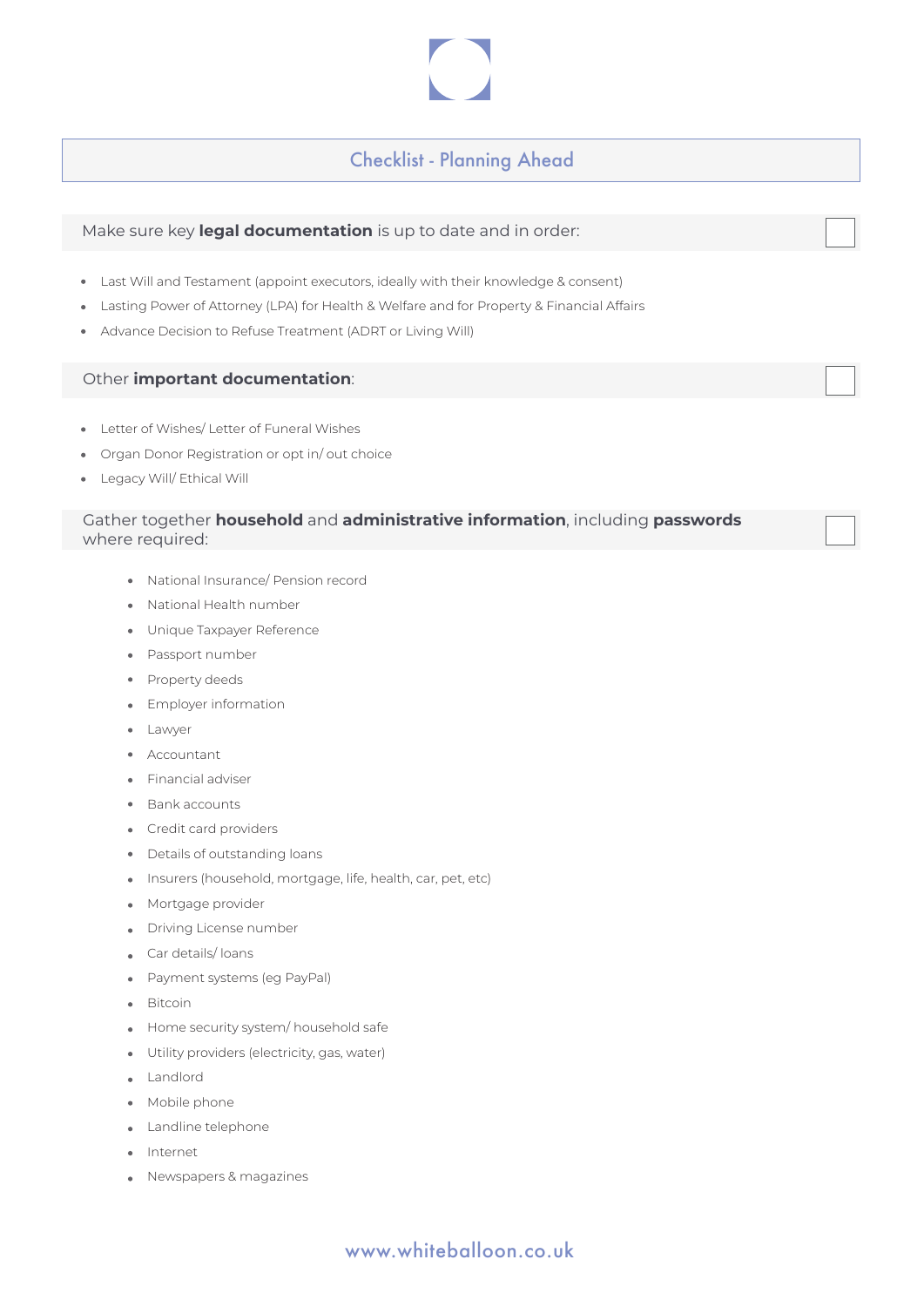# Checklist - Planning Ahead

Make sure key **legal documentation** is up to date and in order:

- Last Will and Testament (appoint executors, ideally with their knowledge & consent)
- Lasting Power of Attorney (LPA) for Health & Welfare and for Property & Financial Affairs
- Advance Decision to Refuse Treatment (ADRT or Living Will)

Other **important documentation**:

- Letter of Wishes/ Letter of Funeral Wishes
- Organ Donor Registration or opt in/ out choice
- Legacy Will/ Ethical Will

Gather together **household** and **administrative information**, including **passwords** where required:

- National Insurance/ Pension record
- National Health number
- Unique Taxpayer Reference
- Passport number
- Property deeds
- Employer information
- Lawyer
- Accountant
- Financial adviser
- Bank accounts
- Credit card providers
- Details of outstanding loans
- Insurers (household, mortgage, life, health, car, pet, etc)
- Mortgage provider
- Driving License number
- Car details/ loans
- Payment systems (eg PayPal)
- Bitcoin
- Home security system/ household safe
- Utility providers (electricity, gas, water)
- Landlord
- Mobile phone
- Landline telephone
- Internet
- Newspapers & magazines

www.whiteballoon.co.uk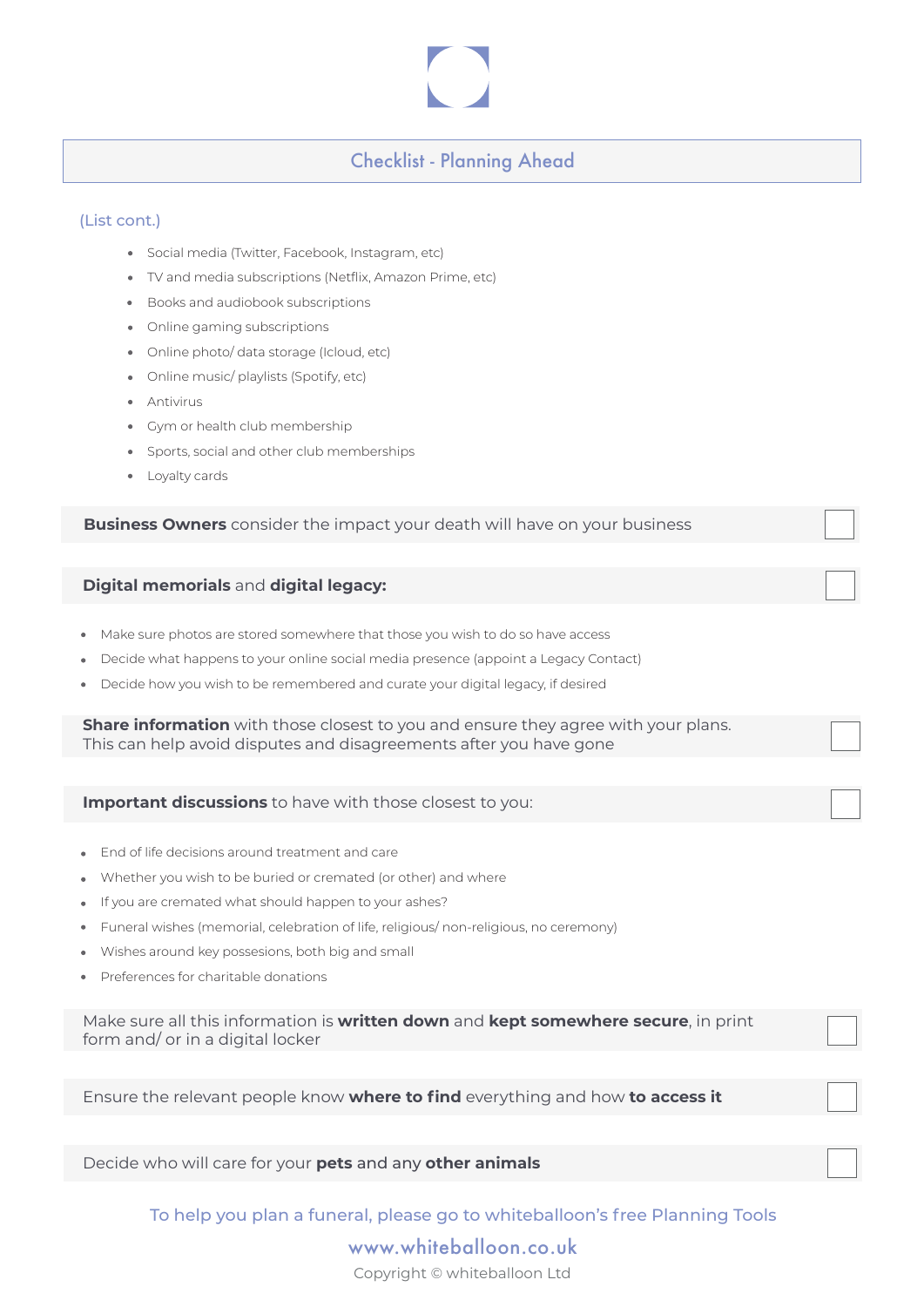## Checklist - Planning Ahead

(List cont.)

- Social media (Twitter, Facebook, Instagram, etc)
- TV and media subscriptions (Netflix, Amazon Prime, etc)
- Books and audiobook subscriptions
- Online gaming subscriptions
- Online photo/ data storage (Icloud, etc)
- Online music/ playlists (Spotify, etc)
- Antivirus
- Gym or health club membership
- Sports, social and other club memberships
- Loyalty cards

☐ **Business Owners** consider the impact your death will have on your business

☐ **Digital memorials** and **digital legacy:**

- Make sure photos are stored somewhere that those you wish to do so have access
- Decide what happens to your online social media presence (appoint a Legacy Contact)
- Decide how you wish to be remembered and curate your digital legacy, if desired

☐ **Share information** with those closest to you and ensure they agree with your plans. This can help avoid disputes and disagreements after you have gone

☐ **Important discussions** to have with those closest to you:

- End of life decisions around treatment and care
- Whether you wish to be buried or cremated (or other) and where
- If you are cremated what should happen to your ashes?
- Funeral wishes (memorial, celebration of life, religious/ non-religious, no ceremony)
- Wishes around key possesions, both big and small
- Preferences for charitable donations

☐ Make sure all this information is **written down** and **kept somewhere secure**, in print form and/ or in a digital locker

☐ Ensure the relevant people know **where to find** everything and how **to access it**

☐ Decide who will care for your **pets** and any **other animals**

To help you plan a funeral, please go to whiteballoon's free Planning Tools

www.whiteballoon.co.uk

Copyright © whiteballoon Ltd